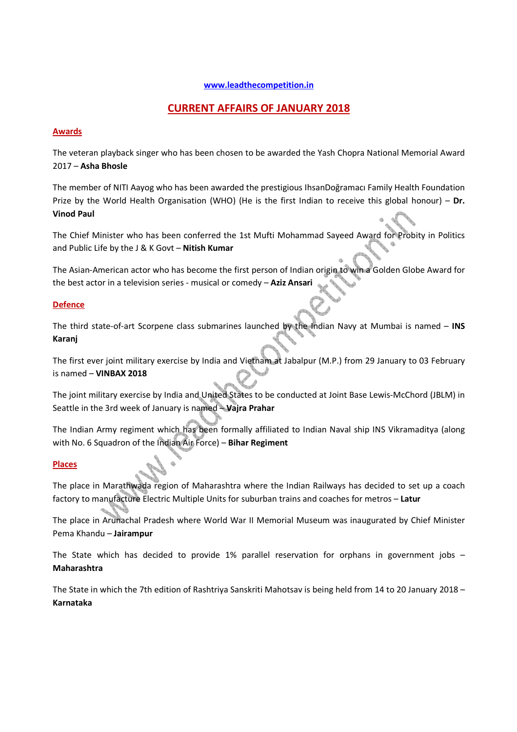www.leadthecompetition.in

# CURRENT AFFAIRS OF JANUARY 2018

## Awards

The veteran playback singer who has been chosen to be awarded the Yash Chopra National Memorial Award 2017 – **Asha Bhosle**

The member of NITI Aayog who has been awarded the prestigious IhsanDoğramacı Family Health Foundation Prize by the World Health Organisation (WHO) (He is the first Indian to receive this global honour) – **Dr. Vinod Paul**

The Chief Minister who has been conferred the 1st Mufti Mohammad Sayeed Award for Probity in Politics and Public Life by the J & K Govt – **Nitish Kumar**

The Asian-American actor who has become the first person of Indian origin to win a Golden Globe Award for the best actor in a television series - musical or comedy – **Aziz Ansari**

## Defence

The third state-of-art Scorpene class submarines launched by the Indian Navy at Mumbai is named – **INS Karanj**

The first ever joint military exercise by India and Vietnam at Jabalpur (M.P.) from 29 January to 03 February is named – **VINBAX 2018**

The joint military exercise by India and United States to be conducted at Joint Base Lewis-McChord (JBLM) in Seattle in the 3rd week of January is named – **Vajra Prahar**

The Indian Army regiment which has been formally affiliated to Indian Naval ship INS Vikramaditya (along with No. 6 Squadron of the Indian Air Force) – **Bihar Regiment**

## Places

The place in Marathwada region of Maharashtra where the Indian Railways has decided to set up a coach factory to manufacture Electric Multiple Units for suburban trains and coaches for metros – **Latur**

The place in Arunachal Pradesh where World War II Memorial Museum was inaugurated by Chief Minister Pema Khandu – **Jairampur**

The State which has decided to provide 1% parallel reservation for orphans in government jobs – **Maharashtra**

The State in which the 7th edition of Rashtriya Sanskriti Mahotsav is being held from 14 to 20 January 2018 – **Karnataka**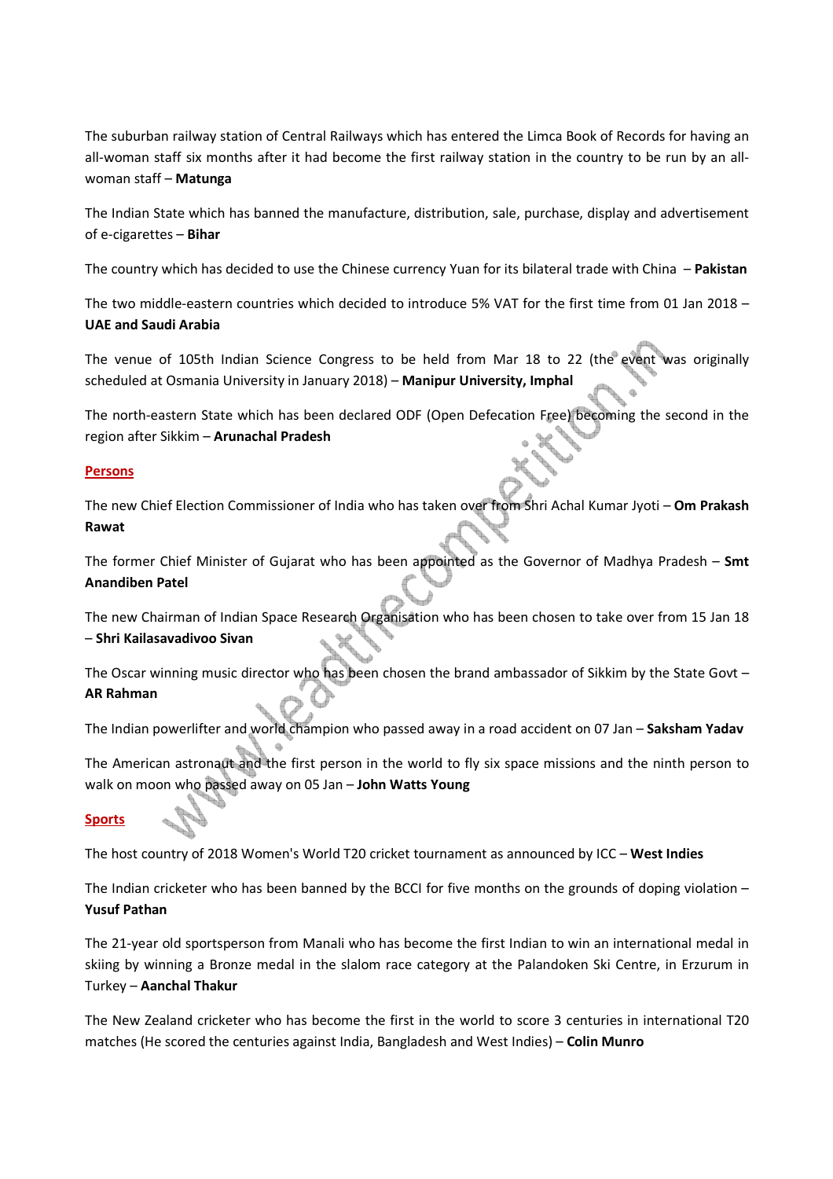The suburban railway station of Central Railways which has entered the Limca Book of Records for having an all-woman staff six months after it had become the first railway station in the country to be run by an all-woman staff – **Matunga**

The Indian State which has banned the manufacture, distribution, sale, purchase, display and advertisement of e-cigarettes – **Bihar**

The country which has decided to use the Chinese currency Yuan for its bilateral trade with China – **Pakistan**

The two middle-eastern countries which decided to introduce 5% VAT for the first time from 01 Jan 2018 – **UAE and Saudi Arabia**

The venue of 105th Indian Science Congress to be held from Mar 18 to 22 (the event was originally scheduled at Osmania University in January 2018) – **Manipur University, Imphal**

The north-eastern State which has been declared ODF (Open Defecation Free) becoming the second in the region after Sikkim – **Arunachal Pradesh**

## Persons

The new Chief Election Commissioner of India who has taken over from Shri Achal Kumar Jyoti – **Om Prakash Rawat**

The former Chief Minister of Gujarat who has been appointed as the Governor of Madhya Pradesh – **Smt Anandiben Patel**

The new Chairman of Indian Space Research Organisation who has been chosen to take over from 15 Jan 18 – **Shri Kailasavadivoo Sivan**

The Oscar winning music director who has been chosen the brand ambassador of Sikkim by the State Govt – **AR Rahman**

The Indian powerlifter and world champion who passed away in a road accident on 07 Jan – **Saksham Yadav**

The American astronaut and the first person in the world to fly six space missions and the ninth person to walk on moon who passed away on 05 Jan – **John Watts Young**

## Sports

The host country of 2018 Women's World T20 cricket tournament as announced by ICC – **West Indies**

The Indian cricketer who has been banned by the BCCI for five months on the grounds of doping violation – **Yusuf Pathan**

The 21-year old sportsperson from Manali who has become the first Indian to win an international medal in skiing by winning a Bronze medal in the slalom race category at the Palandoken Ski Centre, in Erzurum in Turkey – **Aanchal Thakur**

The New Zealand cricketer who has become the first in the world to score 3 centuries in international T20 matches (He scored the centuries against India, Bangladesh and West Indies) – **Colin Munro**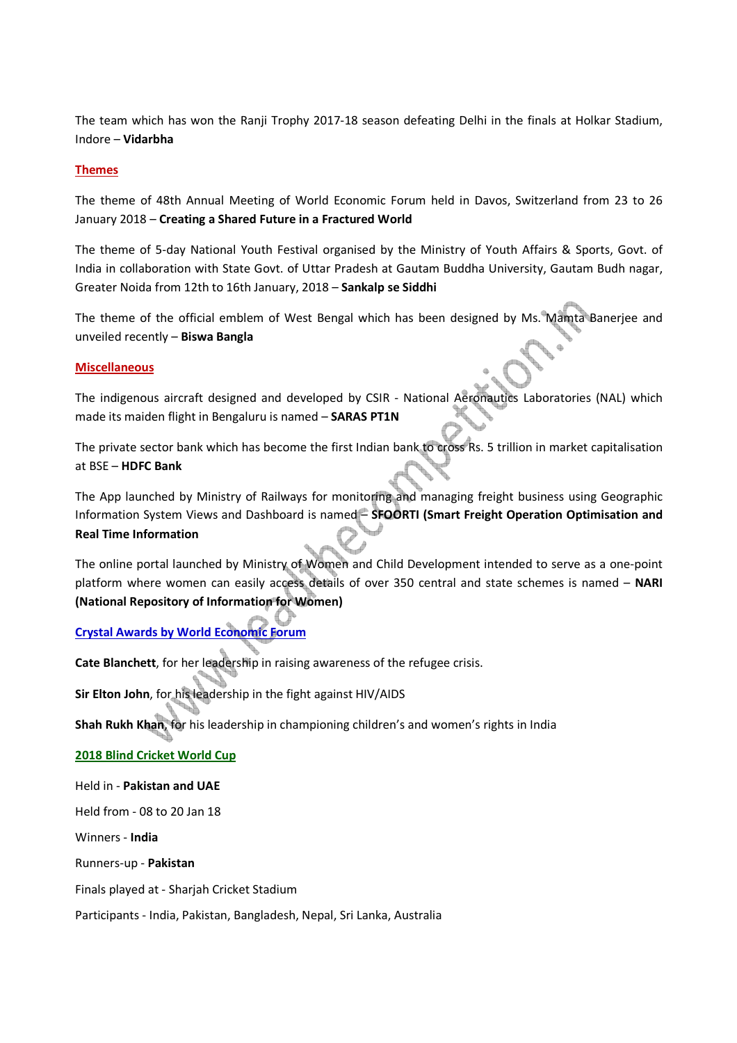The team which has won the Ranji Trophy 2017-18 season defeating Delhi in the finals at Holkar Stadium, Indore – **Vidarbha**

## Themes

The theme of 48th Annual Meeting of World Economic Forum held in Davos, Switzerland from 23 to 26 January 2018 – **Creating a Shared Future in a Fractured World**

The theme of 5-day National Youth Festival organised by the Ministry of Youth Affairs & Sports, Govt. of India in collaboration with State Govt. of Uttar Pradesh at Gautam Buddha University, Gautam Budh nagar, Greater Noida from 12th to 16th January, 2018 – **Sankalp se Siddhi**

The theme of the official emblem of West Bengal which has been designed by Ms. Mamta Banerjee and unveiled recently – **Biswa Bangla**

## Miscellaneous

The indigenous aircraft designed and developed by CSIR - National Aeronautics Laboratories (NAL) which made its maiden flight in Bengaluru is named – **SARAS PT1N**

The private sector bank which has become the first Indian bank to cross Rs. 5 trillion in market capitalisation at BSE – **HDFC Bank**

The App launched by Ministry of Railways for monitoring and managing freight business using Geographic Information System Views and Dashboard is named – **SFOORTI (Smart Freight Operation Optimisation and Real Time Information**

The online portal launched by Ministry of Women and Child Development intended to serve as a one-point platform where women can easily access details of over 350 central and state schemes is named – **NARI (National Repository of Information for Women)**

## Crystal Awards by World Economic Forum

**Cate Blanchett**, for her leadership in raising awareness of the refugee crisis.

**Sir Elton John**, for his leadership in the fight against HIV/AIDS

**Shah Rukh Khan**, for his leadership in championing children's and women's rights in India

## 2018 Blind Cricket World Cup

Held in - **Pakistan and UAE**

Held from - 08 to 20 Jan 18

Winners - **India**

Runners-up - **Pakistan**

Finals played at - Sharjah Cricket Stadium

Participants - India, Pakistan, Bangladesh, Nepal, Sri Lanka, Australia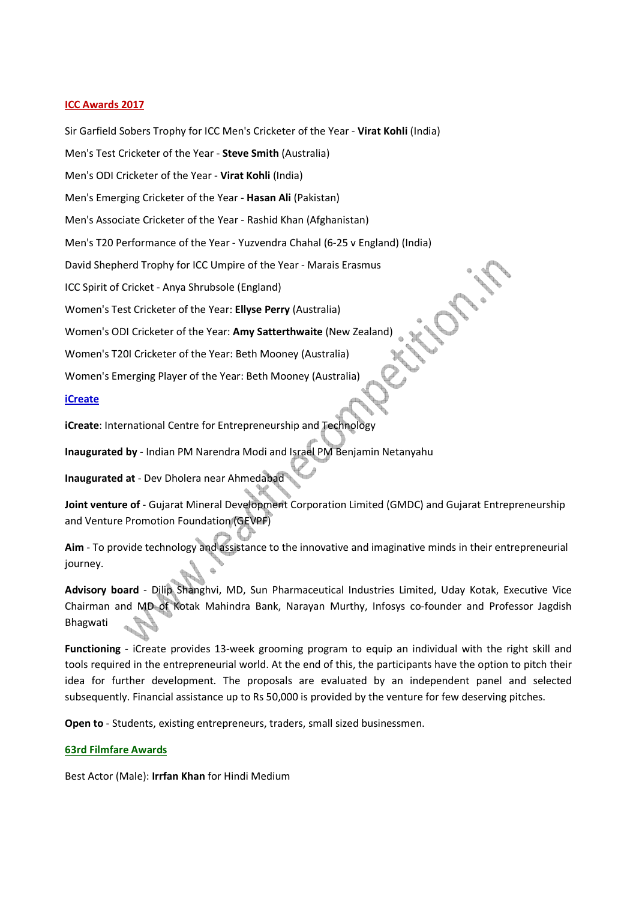## ICC Awards 2017

Sir Garfield Sobers Trophy for ICC Men's Cricketer of the Year - **Virat Kohli** (India)

Men's Test Cricketer of the Year - **Steve Smith** (Australia)

Men's ODI Cricketer of the Year - **Virat Kohli** (India)

Men's Emerging Cricketer of the Year - **Hasan Ali** (Pakistan)

Men's Associate Cricketer of the Year - Rashid Khan (Afghanistan)

Men's T20 Performance of the Year - Yuzvendra Chahal (6-25 v England) (India)

David Shepherd Trophy for ICC Umpire of the Year - Marais Erasmus

ICC Spirit of Cricket - Anya Shrubsole (England)

Women's Test Cricketer of the Year: **Ellyse Perry** (Australia)

Women's ODI Cricketer of the Year: **Amy Satterthwaite** (New Zealand)

Women's T20I Cricketer of the Year: Beth Mooney (Australia)

Women's Emerging Player of the Year: Beth Mooney (Australia)

## iCreate

**iCreate**: International Centre for Entrepreneurship and Technology

**Inaugurated by** - Indian PM Narendra Modi and Israel PM Benjamin Netanyahu

**Inaugurated at** - Dev Dholera near Ahmedabad

**Joint venture of** - Gujarat Mineral Development Corporation Limited (GMDC) and Gujarat Entrepreneurship and Venture Promotion Foundation (GEVPF)

**Aim** - To provide technology and assistance to the innovative and imaginative minds in their entrepreneurial journey.

**Advisory board** - Dilip Shanghvi, MD, Sun Pharmaceutical Industries Limited, Uday Kotak, Executive Vice Chairman and MD of Kotak Mahindra Bank, Narayan Murthy, Infosys co-founder and Professor Jagdish Bhagwati

**Functioning** - iCreate provides 13-week grooming program to equip an individual with the right skill and tools required in the entrepreneurial world. At the end of this, the participants have the option to pitch their idea for further development. The proposals are evaluated by an independent panel and selected subsequently. Financial assistance up to Rs 50,000 is provided by the venture for few deserving pitches.

**Open to** - Students, existing entrepreneurs, traders, small sized businessmen.

## 63rd Filmfare Awards

Best Actor (Male): **Irrfan Khan** for Hindi Medium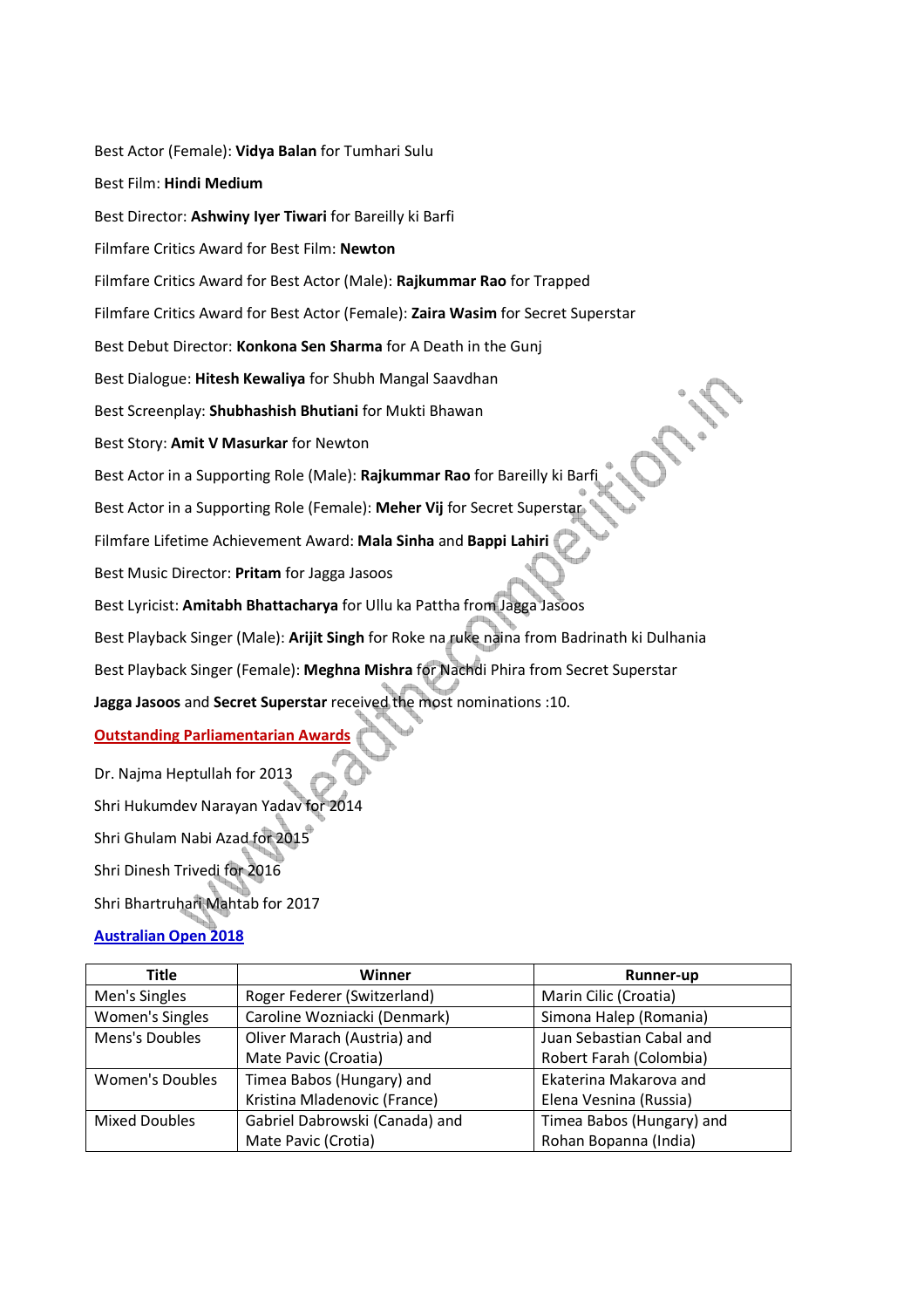Best Actor (Female): **Vidya Balan** for Tumhari Sulu

Best Film: **Hindi Medium**

Best Director: **Ashwiny Iyer Tiwari** for Bareilly ki Barfi

Filmfare Critics Award for Best Film: **Newton**

Filmfare Critics Award for Best Actor (Male): **Rajkummar Rao** for Trapped

Filmfare Critics Award for Best Actor (Female): **Zaira Wasim** for Secret Superstar

Best Debut Director: **Konkona Sen Sharma** for A Death in the Gunj

Best Dialogue: **Hitesh Kewaliya** for Shubh Mangal Saavdhan

Best Screenplay: **Shubhashish Bhutiani** for Mukti Bhawan

Best Story: **Amit V Masurkar** for Newton

Best Actor in a Supporting Role (Male): **Rajkummar Rao** for Bareilly ki Barfi

Best Actor in a Supporting Role (Female): **Meher Vij** for Secret Superstar

Filmfare Lifetime Achievement Award: **Mala Sinha** and **Bappi Lahiri**

Best Music Director: **Pritam** for Jagga Jasoos

Best Lyricist: **Amitabh Bhattacharya** for Ullu ka Pattha from Jagga Jasoos

Best Playback Singer (Male): **Arijit Singh** for Roke na ruke naina from Badrinath ki Dulhania

Best Playback Singer (Female): **Meghna Mishra** for Nachdi Phira from Secret Superstar

**Jagga Jasoos** and **Secret Superstar** received the most nominations :10.

## Outstanding Parliamentarian Awards

Dr. Najma Heptullah for 2013

Shri Hukumdev Narayan Yadav for 2014

Shri Ghulam Nabi Azad for 2015

Shri Dinesh Trivedi for 2016

Shri Bhartruhari Mahtab for 2017

## Australian Open 2018

| Title | Winner | Runner-up |
|---|---|---|
| Men's Singles | Roger Federer (Switzerland) | Marin Cilic (Croatia) |
| Women's Singles | Caroline Wozniacki (Denmark) | Simona Halep (Romania) |
| Mens's Doubles | Oliver Marach (Austria) and Mate Pavic (Croatia) | Juan Sebastian Cabal and Robert Farah (Colombia) |
| Women's Doubles | Timea Babos (Hungary) and Kristina Mladenovic (France) | Ekaterina Makarova and Elena Vesnina (Russia) |
| Mixed Doubles | Gabriel Dabrowski (Canada) and Mate Pavic (Crotia) | Timea Babos (Hungary) and Rohan Bopanna (India) |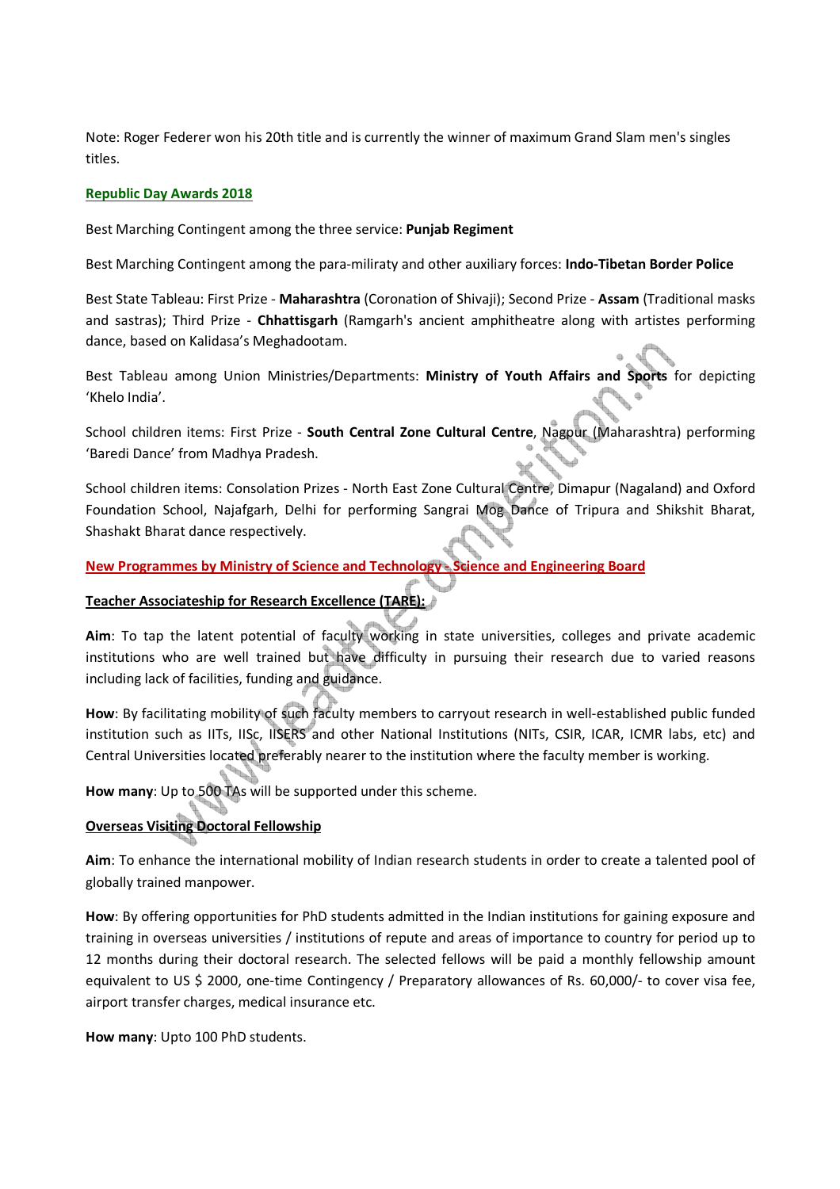Note: Roger Federer won his 20th title and is currently the winner of maximum Grand Slam men's singles titles.

## Republic Day Awards 2018

Best Marching Contingent among the three service: **Punjab Regiment**

Best Marching Contingent among the para-miliraty and other auxiliary forces: **Indo-Tibetan Border Police**

Best State Tableau: First Prize - **Maharashtra** (Coronation of Shivaji); Second Prize - **Assam** (Traditional masks and sastras); Third Prize - **Chhattisgarh** (Ramgarh's ancient amphitheatre along with artistes performing dance, based on Kalidasa's Meghadootam.

Best Tableau among Union Ministries/Departments: **Ministry of Youth Affairs and Sports** for depicting 'Khelo India'.

School children items: First Prize - **South Central Zone Cultural Centre**, Nagpur (Maharashtra) performing 'Baredi Dance' from Madhya Pradesh.

School children items: Consolation Prizes - North East Zone Cultural Centre, Dimapur (Nagaland) and Oxford Foundation School, Najafgarh, Delhi for performing Sangrai Mog Dance of Tripura and Shikshit Bharat, Shashakt Bharat dance respectively.

## New Programmes by Ministry of Science and Technology - Science and Engineering Board

### Teacher Associateship for Research Excellence (TARE):

**Aim**: To tap the latent potential of faculty working in state universities, colleges and private academic institutions who are well trained but have difficulty in pursuing their research due to varied reasons including lack of facilities, funding and guidance.

**How**: By facilitating mobility of such faculty members to carryout research in well-established public funded institution such as IITs, IISc, IISERS and other National Institutions (NITs, CSIR, ICAR, ICMR labs, etc) and Central Universities located preferably nearer to the institution where the faculty member is working.

**How many**: Up to 500 TAs will be supported under this scheme.

### Overseas Visiting Doctoral Fellowship

**Aim**: To enhance the international mobility of Indian research students in order to create a talented pool of globally trained manpower.

**How**: By offering opportunities for PhD students admitted in the Indian institutions for gaining exposure and training in overseas universities / institutions of repute and areas of importance to country for period up to 12 months during their doctoral research. The selected fellows will be paid a monthly fellowship amount equivalent to US $ 2000, one-time Contingency / Preparatory allowances of Rs. 60,000/- to cover visa fee, airport transfer charges, medical insurance etc.

**How many**: Upto 100 PhD students.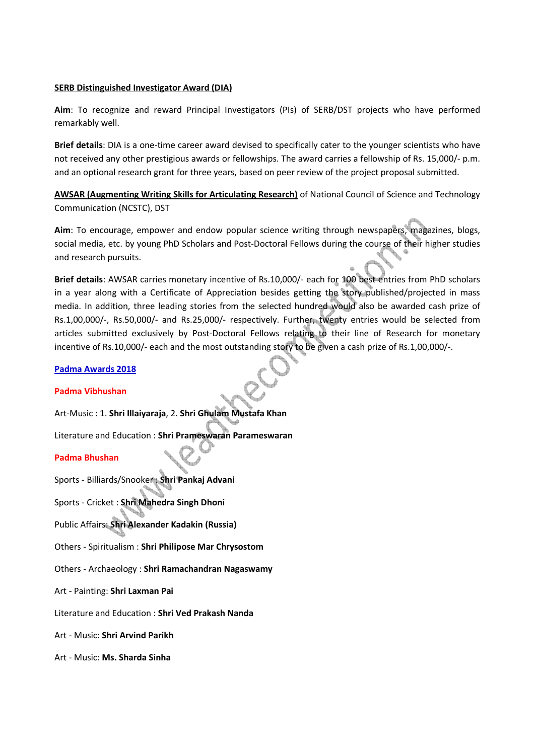**SERB Distinguished Investigator Award (DIA)**

**Aim**: To recognize and reward Principal Investigators (PIs) of SERB/DST projects who have performed remarkably well.

**Brief details**: DIA is a one-time career award devised to specifically cater to the younger scientists who have not received any other prestigious awards or fellowships. The award carries a fellowship of Rs. 15,000/- p.m. and an optional research grant for three years, based on peer review of the project proposal submitted.

**AWSAR (Augmenting Writing Skills for Articulating Research)** of National Council of Science and Technology Communication (NCSTC), DST

**Aim**: To encourage, empower and endow popular science writing through newspapers, magazines, blogs, social media, etc. by young PhD Scholars and Post-Doctoral Fellows during the course of their higher studies and research pursuits.

**Brief details**: AWSAR carries monetary incentive of Rs.10,000/- each for 100 best entries from PhD scholars in a year along with a Certificate of Appreciation besides getting the story published/projected in mass media. In addition, three leading stories from the selected hundred would also be awarded cash prize of Rs.1,00,000/-, Rs.50,000/- and Rs.25,000/- respectively. Further, twenty entries would be selected from articles submitted exclusively by Post-Doctoral Fellows relating to their line of Research for monetary incentive of Rs.10,000/- each and the most outstanding story to be given a cash prize of Rs.1,00,000/-.

**Padma Awards 2018**

**Padma Vibhushan**

Art-Music : 1. **Shri Illaiyaraja**, 2. **Shri Ghulam Mustafa Khan**

Literature and Education : **Shri Prameswaran Parameswaran**

**Padma Bhushan**

Sports - Billiards/Snooker : **Shri Pankaj Advani**

Sports - Cricket : **Shri Mahedra Singh Dhoni**

Public Affairs: **Shri Alexander Kadakin (Russia)**

Others - Spiritualism : **Shri Philipose Mar Chrysostom**

Others - Archaeology : **Shri Ramachandran Nagaswamy**

Art - Painting: **Shri Laxman Pai**

Literature and Education : **Shri Ved Prakash Nanda**

Art - Music: **Shri Arvind Parikh**

Art - Music: **Ms. Sharda Sinha**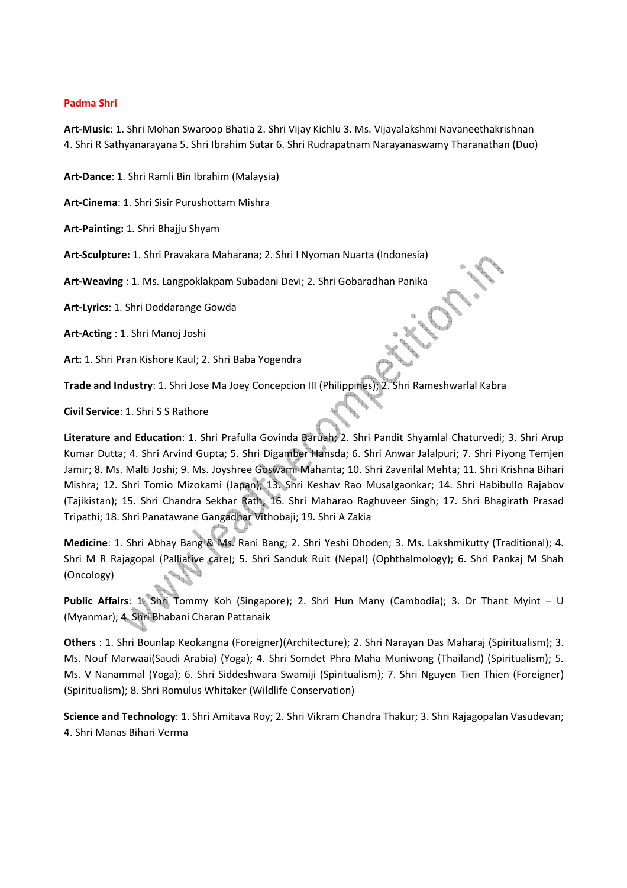## Padma Shri

**Art-Music**: 1. Shri Mohan Swaroop Bhatia 2. Shri Vijay Kichlu 3. Ms. Vijayalakshmi Navaneethakrishnan 4. Shri R Sathyanarayana 5. Shri Ibrahim Sutar 6. Shri Rudrapatnam Narayanaswamy Tharanathan (Duo)

**Art-Dance**: 1. Shri Ramli Bin Ibrahim (Malaysia)

**Art-Cinema**: 1. Shri Sisir Purushottam Mishra

**Art-Painting:** 1. Shri Bhajju Shyam

**Art-Sculpture:** 1. Shri Pravakara Maharana; 2. Shri I Nyoman Nuarta (Indonesia)

**Art-Weaving** : 1. Ms. Langpoklakpam Subadani Devi; 2. Shri Gobaradhan Panika

**Art-Lyrics**: 1. Shri Doddarange Gowda

**Art-Acting** : 1. Shri Manoj Joshi

**Art:** 1. Shri Pran Kishore Kaul; 2. Shri Baba Yogendra

**Trade and Industry**: 1. Shri Jose Ma Joey Concepcion III (Philippines); 2. Shri Rameshwarlal Kabra

**Civil Service**: 1. Shri S S Rathore

**Literature and Education**: 1. Shri Prafulla Govinda Baruah; 2. Shri Pandit Shyamlal Chaturvedi; 3. Shri Arup Kumar Dutta; 4. Shri Arvind Gupta; 5. Shri Digamber Hansda; 6. Shri Anwar Jalalpuri; 7. Shri Piyong Temjen Jamir; 8. Ms. Malti Joshi; 9. Ms. Joyshree Goswami Mahanta; 10. Shri Zaverilal Mehta; 11. Shri Krishna Bihari Mishra; 12. Shri Tomio Mizokami (Japan); 13. Shri Keshav Rao Musalgaonkar; 14. Shri Habibullo Rajabov (Tajikistan); 15. Shri Chandra Sekhar Rath; 16. Shri Maharao Raghuveer Singh; 17. Shri Bhagirath Prasad Tripathi; 18. Shri Panatawane Gangadhar Vithobaji; 19. Shri A Zakia

**Medicine**: 1. Shri Abhay Bang & Ms. Rani Bang; 2. Shri Yeshi Dhoden; 3. Ms. Lakshmikutty (Traditional); 4. Shri M R Rajagopal (Palliative care); 5. Shri Sanduk Ruit (Nepal) (Ophthalmology); 6. Shri Pankaj M Shah (Oncology)

**Public Affairs**: 1. Shri Tommy Koh (Singapore); 2. Shri Hun Many (Cambodia); 3. Dr Thant Myint – U (Myanmar); 4. Shri Bhabani Charan Pattanaik

**Others** : 1. Shri Bounlap Keokangna (Foreigner)(Architecture); 2. Shri Narayan Das Maharaj (Spiritualism); 3. Ms. Nouf Marwaai(Saudi Arabia) (Yoga); 4. Shri Somdet Phra Maha Muniwong (Thailand) (Spiritualism); 5. Ms. V Nanammal (Yoga); 6. Shri Siddeshwara Swamiji (Spiritualism); 7. Shri Nguyen Tien Thien (Foreigner) (Spiritualism); 8. Shri Romulus Whitaker (Wildlife Conservation)

**Science and Technology**: 1. Shri Amitava Roy; 2. Shri Vikram Chandra Thakur; 3. Shri Rajagopalan Vasudevan; 4. Shri Manas Bihari Verma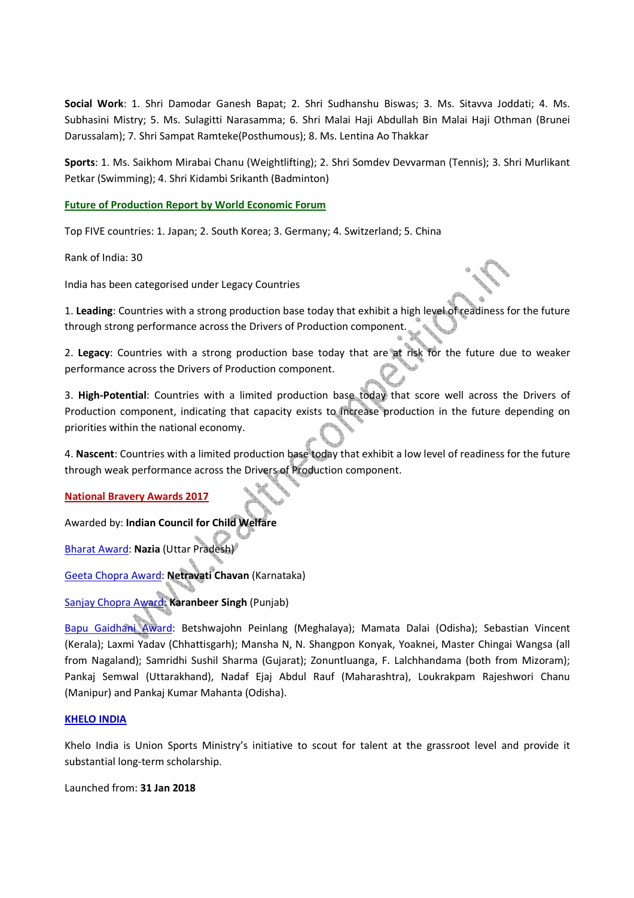**Social Work**: 1. Shri Damodar Ganesh Bapat; 2. Shri Sudhanshu Biswas; 3. Ms. Sitavva Joddati; 4. Ms. Subhasini Mistry; 5. Ms. Sulagitti Narasamma; 6. Shri Malai Haji Abdullah Bin Malai Haji Othman (Brunei Darussalam); 7. Shri Sampat Ramteke(Posthumous); 8. Ms. Lentina Ao Thakkar

**Sports**: 1. Ms. Saikhom Mirabai Chanu (Weightlifting); 2. Shri Somdev Devvarman (Tennis); 3. Shri Murlikant Petkar (Swimming); 4. Shri Kidambi Srikanth (Badminton)

**Future of Production Report by World Economic Forum**

Top FIVE countries: 1. Japan; 2. South Korea; 3. Germany; 4. Switzerland; 5. China

Rank of India: 30

India has been categorised under Legacy Countries

1. **Leading**: Countries with a strong production base today that exhibit a high level of readiness for the future through strong performance across the Drivers of Production component.

2. **Legacy**: Countries with a strong production base today that are at risk for the future due to weaker performance across the Drivers of Production component.

3. **High-Potential**: Countries with a limited production base today that score well across the Drivers of Production component, indicating that capacity exists to increase production in the future depending on priorities within the national economy.

4. **Nascent**: Countries with a limited production base today that exhibit a low level of readiness for the future through weak performance across the Drivers of Production component.

**National Bravery Awards 2017**

Awarded by: **Indian Council for Child Welfare**

Bharat Award: **Nazia** (Uttar Pradesh)

Geeta Chopra Award: **Netravati Chavan** (Karnataka)

Sanjay Chopra Award: **Karanbeer Singh** (Punjab)

Bapu Gaidhani Award: Betshwajohn Peinlang (Meghalaya); Mamata Dalai (Odisha); Sebastian Vincent (Kerala); Laxmi Yadav (Chhattisgarh); Mansha N, N. Shangpon Konyak, Yoaknei, Master Chingai Wangsa (all from Nagaland); Samridhi Sushil Sharma (Gujarat); Zonuntluanga, F. Lalchhandama (both from Mizoram); Pankaj Semwal (Uttarakhand), Nadaf Ejaj Abdul Rauf (Maharashtra), Loukrakpam Rajeshwori Chanu (Manipur) and Pankaj Kumar Mahanta (Odisha).

**KHELO INDIA**

Khelo India is Union Sports Ministry's initiative to scout for talent at the grassroot level and provide it substantial long-term scholarship.

Launched from: **31 Jan 2018**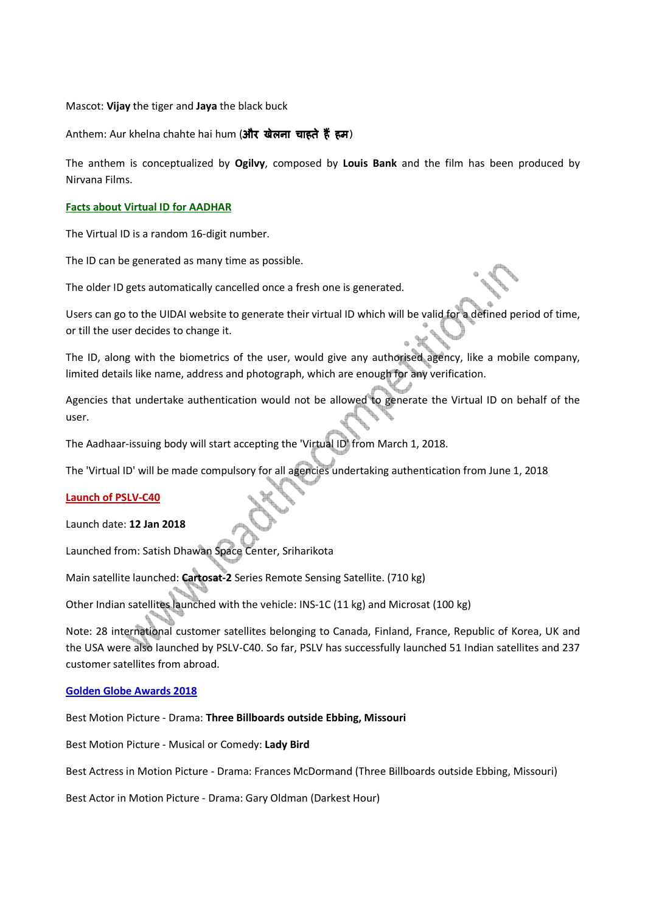Mascot: **Vijay** the tiger and **Jaya** the black buck

Anthem: Aur khelna chahte hai hum (**और खेलना चाहते हैं हम**)

The anthem is conceptualized by **Ogilvy**, composed by **Louis Bank** and the film has been produced by Nirvana Films.

**Facts about Virtual ID for AADHAR**

The Virtual ID is a random 16-digit number.

The ID can be generated as many time as possible.

The older ID gets automatically cancelled once a fresh one is generated.

Users can go to the UIDAI website to generate their virtual ID which will be valid for a defined period of time, or till the user decides to change it.

The ID, along with the biometrics of the user, would give any authorised agency, like a mobile company, limited details like name, address and photograph, which are enough for any verification.

Agencies that undertake authentication would not be allowed to generate the Virtual ID on behalf of the user.

The Aadhaar-issuing body will start accepting the 'Virtual ID' from March 1, 2018.

The 'Virtual ID' will be made compulsory for all agencies undertaking authentication from June 1, 2018

**Launch of PSLV-C40**

Launch date: **12 Jan 2018**

Launched from: Satish Dhawan Space Center, Sriharikota

Main satellite launched: **Cartosat-2** Series Remote Sensing Satellite. (710 kg)

Other Indian satellites launched with the vehicle: INS-1C (11 kg) and Microsat (100 kg)

Note: 28 international customer satellites belonging to Canada, Finland, France, Republic of Korea, UK and the USA were also launched by PSLV-C40. So far, PSLV has successfully launched 51 Indian satellites and 237 customer satellites from abroad.

**Golden Globe Awards 2018**

Best Motion Picture - Drama: **Three Billboards outside Ebbing, Missouri**

Best Motion Picture - Musical or Comedy: **Lady Bird**

Best Actress in Motion Picture - Drama: Frances McDormand (Three Billboards outside Ebbing, Missouri)

Best Actor in Motion Picture - Drama: Gary Oldman (Darkest Hour)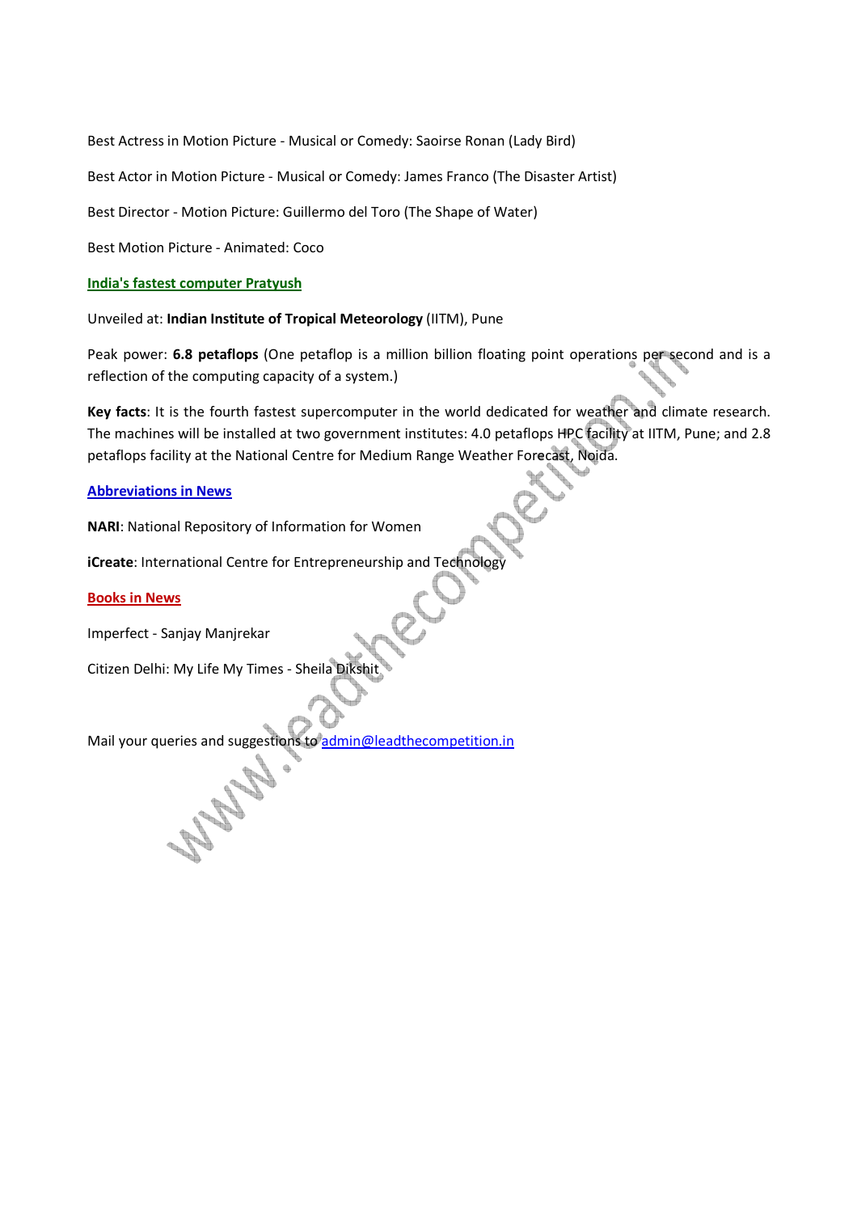Best Actress in Motion Picture - Musical or Comedy: Saoirse Ronan (Lady Bird)

Best Actor in Motion Picture - Musical or Comedy: James Franco (The Disaster Artist)

Best Director - Motion Picture: Guillermo del Toro (The Shape of Water)

Best Motion Picture - Animated: Coco

## India's fastest computer Pratyush

Unveiled at: **Indian Institute of Tropical Meteorology** (IITM), Pune

Peak power: **6.8 petaflops** (One petaflop is a million billion floating point operations per second and is a reflection of the computing capacity of a system.)

**Key facts**: It is the fourth fastest supercomputer in the world dedicated for weather and climate research. The machines will be installed at two government institutes: 4.0 petaflops HPC facility at IITM, Pune; and 2.8 petaflops facility at the National Centre for Medium Range Weather Forecast, Noida.

## Abbreviations in News

**NARI**: National Repository of Information for Women

**iCreate**: International Centre for Entrepreneurship and Technology

## Books in News

Imperfect - Sanjay Manjrekar

Citizen Delhi: My Life My Times - Sheila Dikshit

Mail your queries and suggestions to admin@leadthecompetition.in